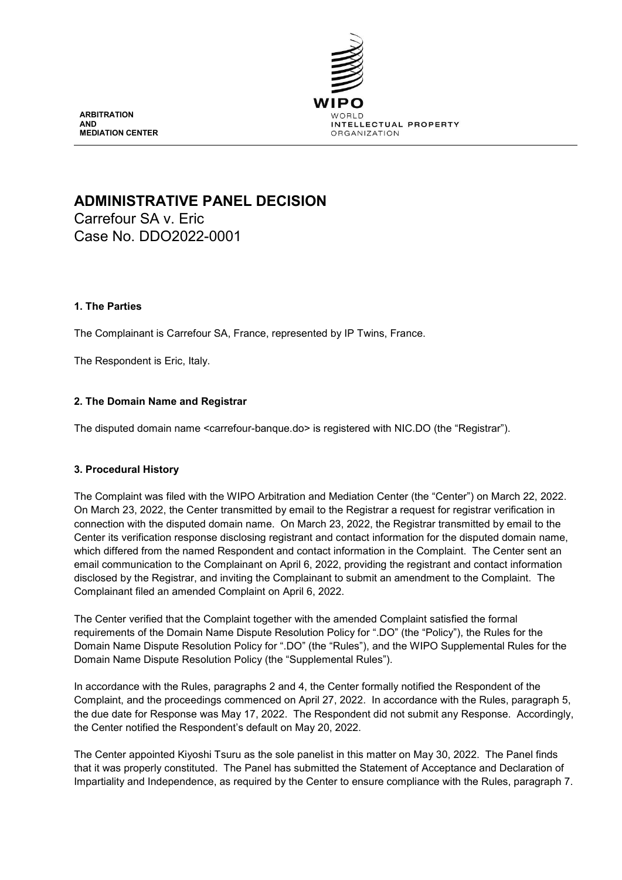**ARBITRATION AND MEDIATION CENTER**

WIPO
WORLD INTELLECTUAL PROPERTY ORGANIZATION

# ADMINISTRATIVE PANEL DECISION

Carrefour SA v. Eric
Case No. DDO2022-0001

## 1. The Parties

The Complainant is Carrefour SA, France, represented by IP Twins, France.

The Respondent is Eric, Italy.

## 2. The Domain Name and Registrar

The disputed domain name <carrefour-banque.do> is registered with NIC.DO (the "Registrar").

## 3. Procedural History

The Complaint was filed with the WIPO Arbitration and Mediation Center (the "Center") on March 22, 2022. On March 23, 2022, the Center transmitted by email to the Registrar a request for registrar verification in connection with the disputed domain name. On March 23, 2022, the Registrar transmitted by email to the Center its verification response disclosing registrant and contact information for the disputed domain name, which differed from the named Respondent and contact information in the Complaint. The Center sent an email communication to the Complainant on April 6, 2022, providing the registrant and contact information disclosed by the Registrar, and inviting the Complainant to submit an amendment to the Complaint. The Complainant filed an amended Complaint on April 6, 2022.

The Center verified that the Complaint together with the amended Complaint satisfied the formal requirements of the Domain Name Dispute Resolution Policy for ".DO" (the "Policy"), the Rules for the Domain Name Dispute Resolution Policy for ".DO" (the "Rules"), and the WIPO Supplemental Rules for the Domain Name Dispute Resolution Policy (the "Supplemental Rules").

In accordance with the Rules, paragraphs 2 and 4, the Center formally notified the Respondent of the Complaint, and the proceedings commenced on April 27, 2022. In accordance with the Rules, paragraph 5, the due date for Response was May 17, 2022. The Respondent did not submit any Response. Accordingly, the Center notified the Respondent's default on May 20, 2022.

The Center appointed Kiyoshi Tsuru as the sole panelist in this matter on May 30, 2022. The Panel finds that it was properly constituted. The Panel has submitted the Statement of Acceptance and Declaration of Impartiality and Independence, as required by the Center to ensure compliance with the Rules, paragraph 7.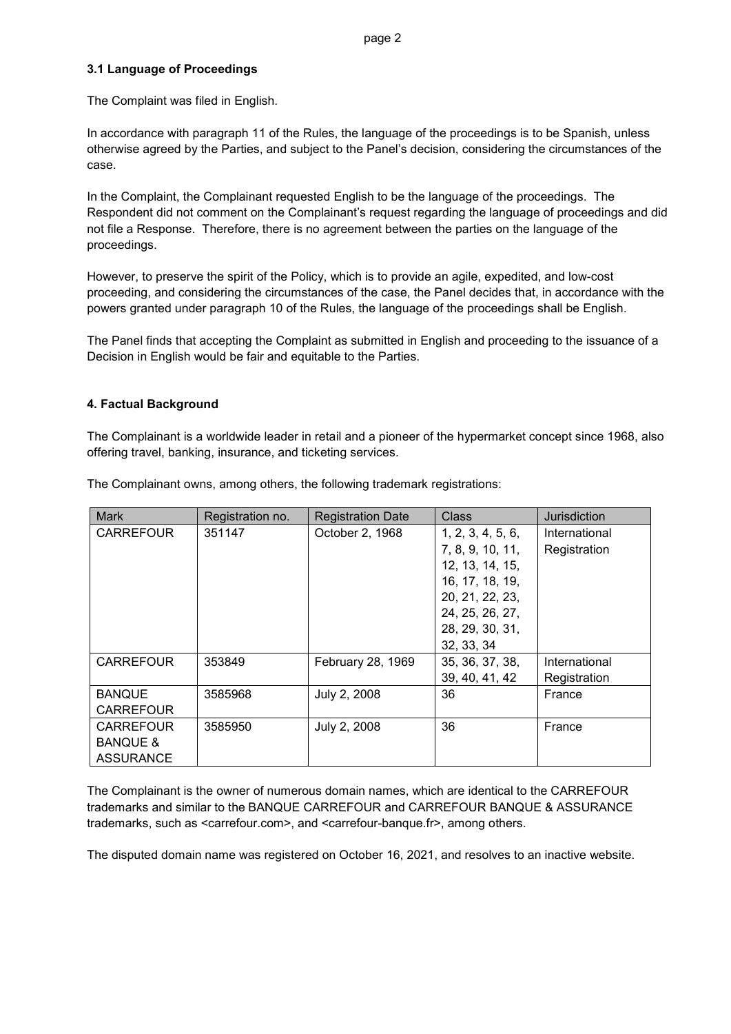### 3.1 Language of Proceedings

The Complaint was filed in English.

In accordance with paragraph 11 of the Rules, the language of the proceedings is to be Spanish, unless otherwise agreed by the Parties, and subject to the Panel's decision, considering the circumstances of the case.

In the Complaint, the Complainant requested English to be the language of the proceedings. The Respondent did not comment on the Complainant's request regarding the language of proceedings and did not file a Response. Therefore, there is no agreement between the parties on the language of the proceedings.

However, to preserve the spirit of the Policy, which is to provide an agile, expedited, and low-cost proceeding, and considering the circumstances of the case, the Panel decides that, in accordance with the powers granted under paragraph 10 of the Rules, the language of the proceedings shall be English.

The Panel finds that accepting the Complaint as submitted in English and proceeding to the issuance of a Decision in English would be fair and equitable to the Parties.

## 4. Factual Background

The Complainant is a worldwide leader in retail and a pioneer of the hypermarket concept since 1968, also offering travel, banking, insurance, and ticketing services.

The Complainant owns, among others, the following trademark registrations:

| Mark | Registration no. | Registration Date | Class | Jurisdiction |
|---|---|---|---|---|
| CARREFOUR | 351147 | October 2, 1968 | 1, 2, 3, 4, 5, 6, 7, 8, 9, 10, 11, 12, 13, 14, 15, 16, 17, 18, 19, 20, 21, 22, 23, 24, 25, 26, 27, 28, 29, 30, 31, 32, 33, 34 | International Registration |
| CARREFOUR | 353849 | February 28, 1969 | 35, 36, 37, 38, 39, 40, 41, 42 | International Registration |
| BANQUE CARREFOUR | 3585968 | July 2, 2008 | 36 | France |
| CARREFOUR BANQUE & ASSURANCE | 3585950 | July 2, 2008 | 36 | France |

The Complainant is the owner of numerous domain names, which are identical to the CARREFOUR trademarks and similar to the BANQUE CARREFOUR and CARREFOUR BANQUE & ASSURANCE trademarks, such as <carrefour.com>, and <carrefour-banque.fr>, among others.

The disputed domain name was registered on October 16, 2021, and resolves to an inactive website.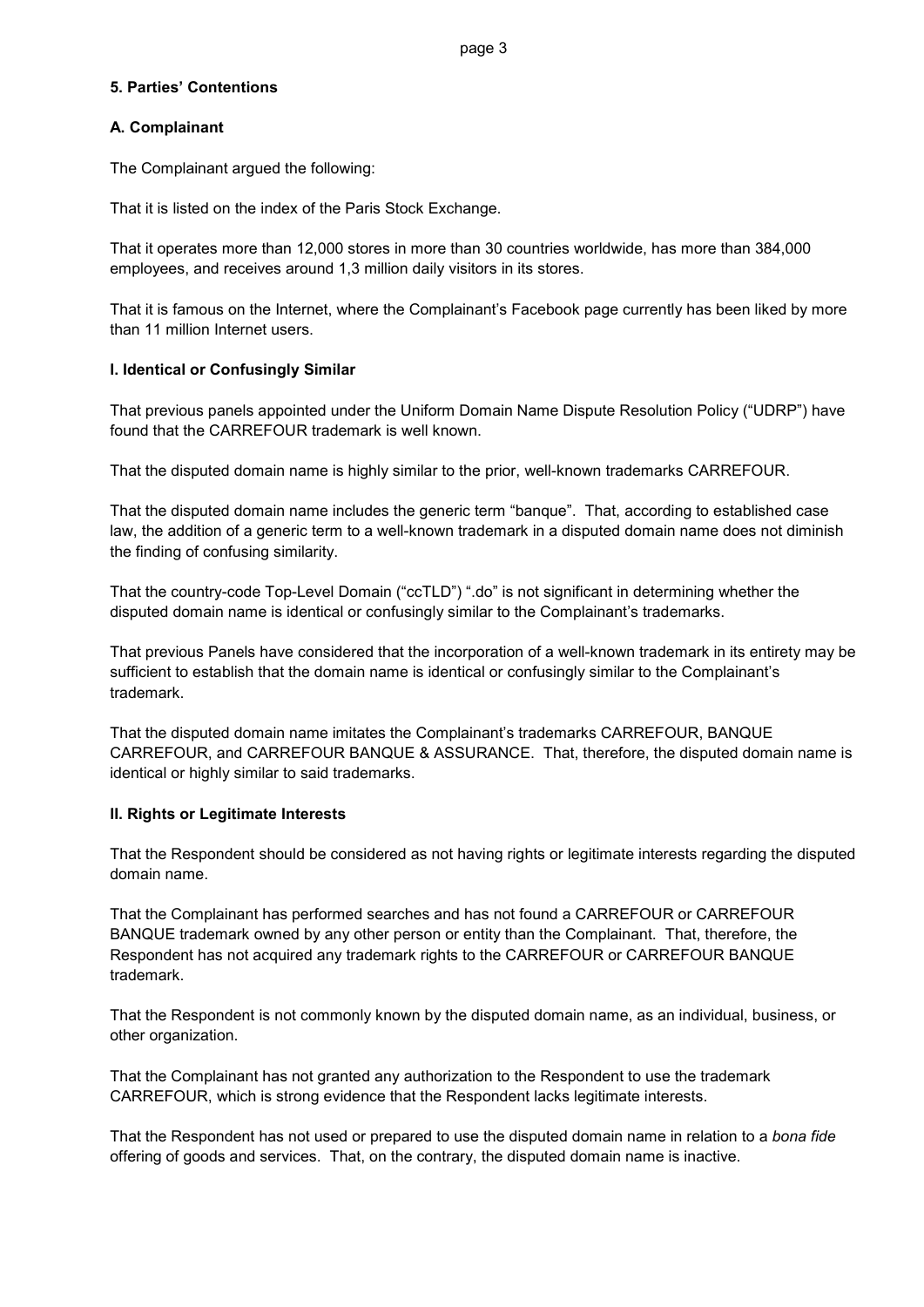### 5. Parties' Contentions

#### A. Complainant

The Complainant argued the following:

That it is listed on the index of the Paris Stock Exchange.

That it operates more than 12,000 stores in more than 30 countries worldwide, has more than 384,000 employees, and receives around 1,3 million daily visitors in its stores.

That it is famous on the Internet, where the Complainant's Facebook page currently has been liked by more than 11 million Internet users.

#### I. Identical or Confusingly Similar

That previous panels appointed under the Uniform Domain Name Dispute Resolution Policy ("UDRP") have found that the CARREFOUR trademark is well known.

That the disputed domain name is highly similar to the prior, well-known trademarks CARREFOUR.

That the disputed domain name includes the generic term "banque". That, according to established case law, the addition of a generic term to a well-known trademark in a disputed domain name does not diminish the finding of confusing similarity.

That the country-code Top-Level Domain ("ccTLD") ".do" is not significant in determining whether the disputed domain name is identical or confusingly similar to the Complainant's trademarks.

That previous Panels have considered that the incorporation of a well-known trademark in its entirety may be sufficient to establish that the domain name is identical or confusingly similar to the Complainant's trademark.

That the disputed domain name imitates the Complainant's trademarks CARREFOUR, BANQUE CARREFOUR, and CARREFOUR BANQUE & ASSURANCE. That, therefore, the disputed domain name is identical or highly similar to said trademarks.

#### II. Rights or Legitimate Interests

That the Respondent should be considered as not having rights or legitimate interests regarding the disputed domain name.

That the Complainant has performed searches and has not found a CARREFOUR or CARREFOUR BANQUE trademark owned by any other person or entity than the Complainant. That, therefore, the Respondent has not acquired any trademark rights to the CARREFOUR or CARREFOUR BANQUE trademark.

That the Respondent is not commonly known by the disputed domain name, as an individual, business, or other organization.

That the Complainant has not granted any authorization to the Respondent to use the trademark CARREFOUR, which is strong evidence that the Respondent lacks legitimate interests.

That the Respondent has not used or prepared to use the disputed domain name in relation to a *bona fide* offering of goods and services. That, on the contrary, the disputed domain name is inactive.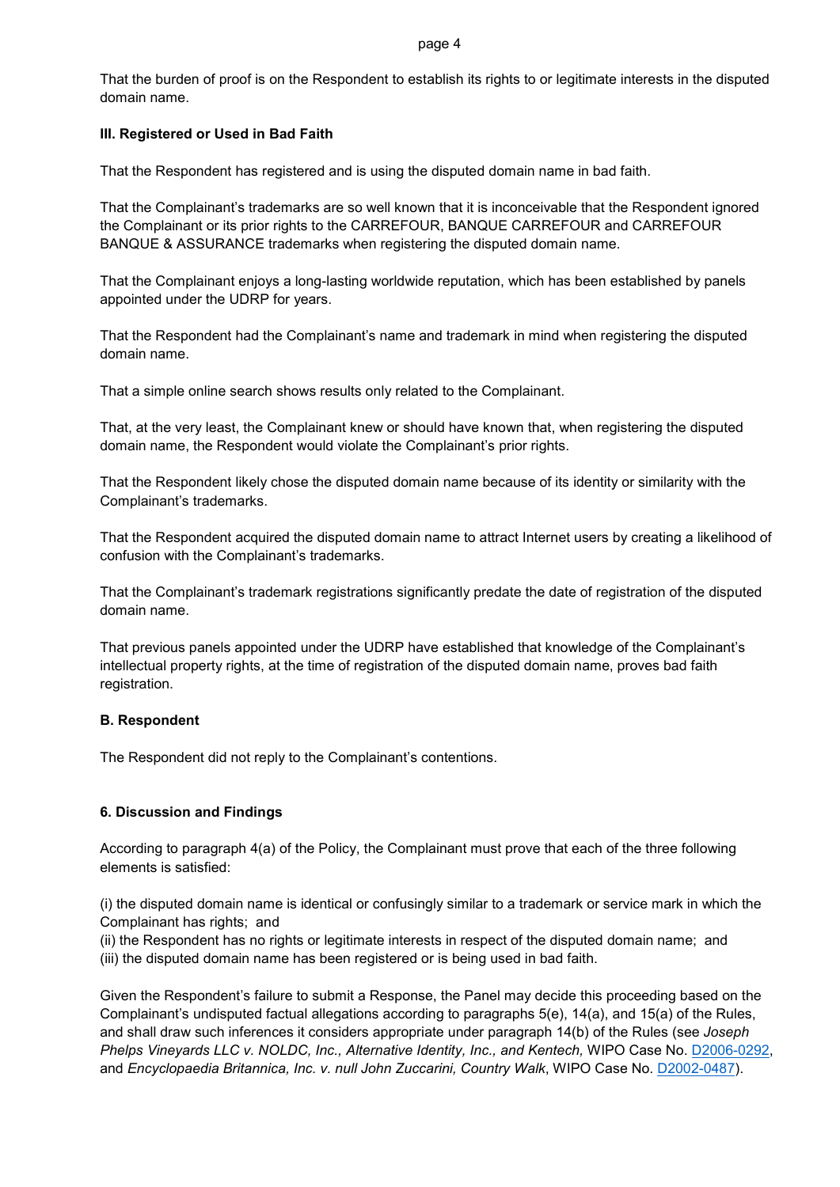That the burden of proof is on the Respondent to establish its rights to or legitimate interests in the disputed domain name.

**III. Registered or Used in Bad Faith**

That the Respondent has registered and is using the disputed domain name in bad faith.

That the Complainant's trademarks are so well known that it is inconceivable that the Respondent ignored the Complainant or its prior rights to the CARREFOUR, BANQUE CARREFOUR and CARREFOUR BANQUE & ASSURANCE trademarks when registering the disputed domain name.

That the Complainant enjoys a long-lasting worldwide reputation, which has been established by panels appointed under the UDRP for years.

That the Respondent had the Complainant's name and trademark in mind when registering the disputed domain name.

That a simple online search shows results only related to the Complainant.

That, at the very least, the Complainant knew or should have known that, when registering the disputed domain name, the Respondent would violate the Complainant's prior rights.

That the Respondent likely chose the disputed domain name because of its identity or similarity with the Complainant's trademarks.

That the Respondent acquired the disputed domain name to attract Internet users by creating a likelihood of confusion with the Complainant's trademarks.

That the Complainant's trademark registrations significantly predate the date of registration of the disputed domain name.

That previous panels appointed under the UDRP have established that knowledge of the Complainant's intellectual property rights, at the time of registration of the disputed domain name, proves bad faith registration.

**B. Respondent**

The Respondent did not reply to the Complainant's contentions.

**6. Discussion and Findings**

According to paragraph 4(a) of the Policy, the Complainant must prove that each of the three following elements is satisfied:

(i) the disputed domain name is identical or confusingly similar to a trademark or service mark in which the Complainant has rights; and
(ii) the Respondent has no rights or legitimate interests in respect of the disputed domain name; and
(iii) the disputed domain name has been registered or is being used in bad faith.

Given the Respondent's failure to submit a Response, the Panel may decide this proceeding based on the Complainant's undisputed factual allegations according to paragraphs 5(e), 14(a), and 15(a) of the Rules, and shall draw such inferences it considers appropriate under paragraph 14(b) of the Rules (see *Joseph Phelps Vineyards LLC v. NOLDC, Inc., Alternative Identity, Inc., and Kentech,* WIPO Case No. D2006-0292, and *Encyclopaedia Britannica, Inc. v. null John Zuccarini, Country Walk*, WIPO Case No. D2002-0487).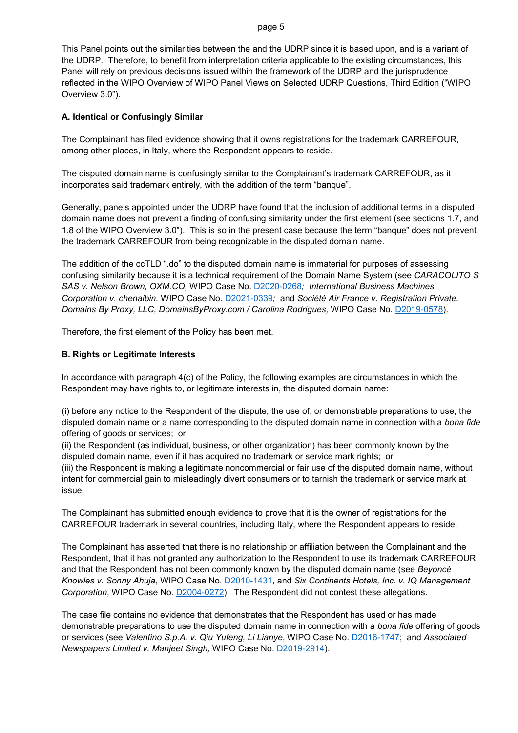This Panel points out the similarities between the and the UDRP since it is based upon, and is a variant of the UDRP. Therefore, to benefit from interpretation criteria applicable to the existing circumstances, this Panel will rely on previous decisions issued within the framework of the UDRP and the jurisprudence reflected in the WIPO Overview of WIPO Panel Views on Selected UDRP Questions, Third Edition ("WIPO Overview 3.0").

**A. Identical or Confusingly Similar**

The Complainant has filed evidence showing that it owns registrations for the trademark CARREFOUR, among other places, in Italy, where the Respondent appears to reside.

The disputed domain name is confusingly similar to the Complainant's trademark CARREFOUR, as it incorporates said trademark entirely, with the addition of the term "banque".

Generally, panels appointed under the UDRP have found that the inclusion of additional terms in a disputed domain name does not prevent a finding of confusing similarity under the first element (see sections 1.7, and 1.8 of the WIPO Overview 3.0"). This is so in the present case because the term "banque" does not prevent the trademark CARREFOUR from being recognizable in the disputed domain name.

The addition of the ccTLD ".do" to the disputed domain name is immaterial for purposes of assessing confusing similarity because it is a technical requirement of the Domain Name System (see *CARACOLITO S SAS v. Nelson Brown, OXM.CO,* WIPO Case No. D2020-0268*; International Business Machines Corporation v. chenaibin,* WIPO Case No. D2021-0339*;* and *Société Air France v. Registration Private, Domains By Proxy, LLC, DomainsByProxy.com / Carolina Rodrigues,* WIPO Case No. D2019-0578).

Therefore, the first element of the Policy has been met.

**B. Rights or Legitimate Interests**

In accordance with paragraph 4(c) of the Policy, the following examples are circumstances in which the Respondent may have rights to, or legitimate interests in, the disputed domain name:

(i) before any notice to the Respondent of the dispute, the use of, or demonstrable preparations to use, the disputed domain name or a name corresponding to the disputed domain name in connection with a *bona fide* offering of goods or services; or
(ii) the Respondent (as individual, business, or other organization) has been commonly known by the disputed domain name, even if it has acquired no trademark or service mark rights; or
(iii) the Respondent is making a legitimate noncommercial or fair use of the disputed domain name, without intent for commercial gain to misleadingly divert consumers or to tarnish the trademark or service mark at issue.

The Complainant has submitted enough evidence to prove that it is the owner of registrations for the CARREFOUR trademark in several countries, including Italy, where the Respondent appears to reside.

The Complainant has asserted that there is no relationship or affiliation between the Complainant and the Respondent, that it has not granted any authorization to the Respondent to use its trademark CARREFOUR, and that the Respondent has not been commonly known by the disputed domain name (see *Beyoncé Knowles v. Sonny Ahuja*, WIPO Case No. D2010-1431, and *Six Continents Hotels, Inc. v. IQ Management Corporation,* WIPO Case No. D2004-0272). The Respondent did not contest these allegations.

The case file contains no evidence that demonstrates that the Respondent has used or has made demonstrable preparations to use the disputed domain name in connection with a *bona fide* offering of goods or services (see *Valentino S.p.A. v. Qiu Yufeng, Li Lianye*, WIPO Case No. D2016-1747; and *Associated Newspapers Limited v. Manjeet Singh,* WIPO Case No. D2019-2914).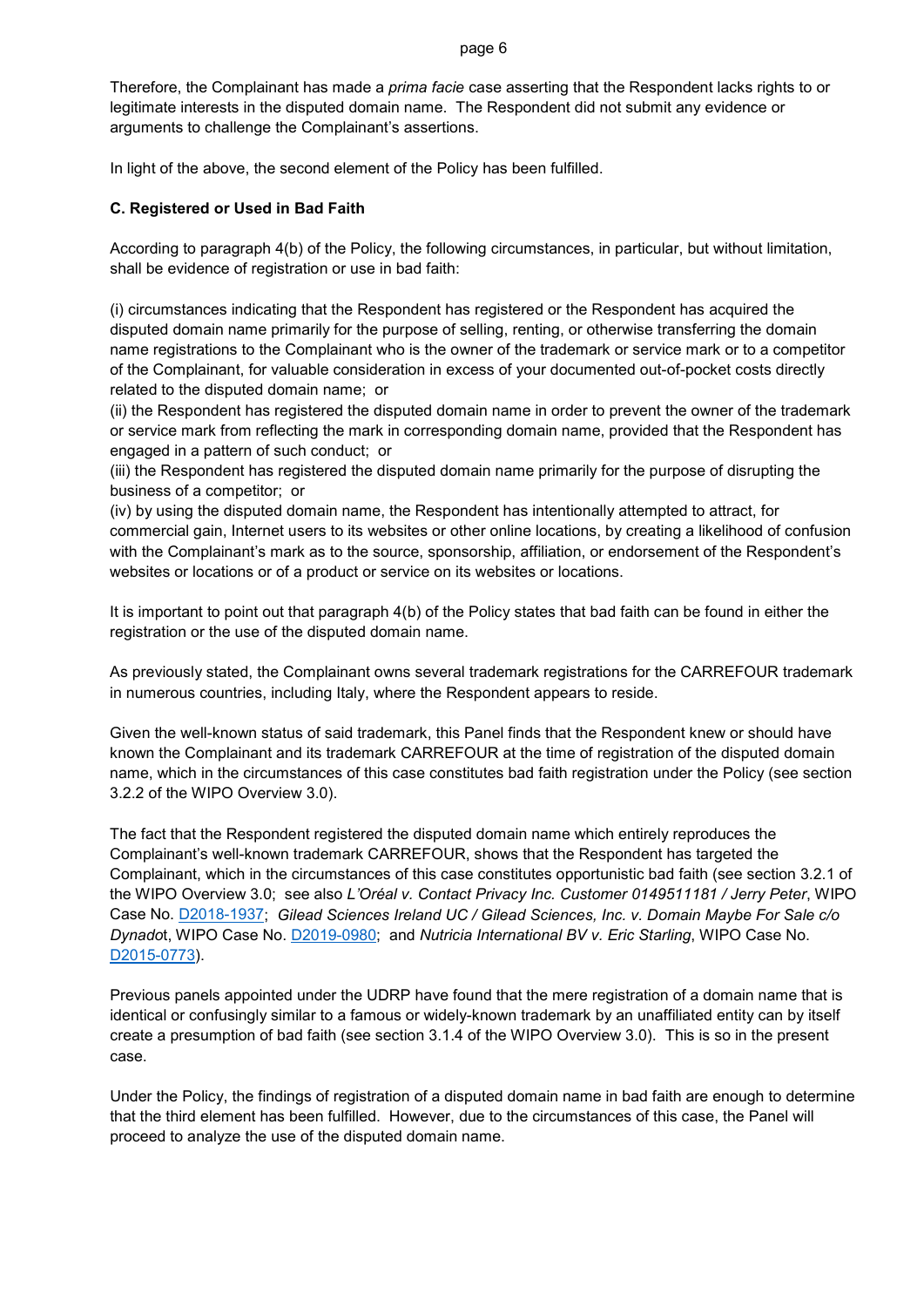Therefore, the Complainant has made a *prima facie* case asserting that the Respondent lacks rights to or legitimate interests in the disputed domain name. The Respondent did not submit any evidence or arguments to challenge the Complainant's assertions.

In light of the above, the second element of the Policy has been fulfilled.

### C. Registered or Used in Bad Faith

According to paragraph 4(b) of the Policy, the following circumstances, in particular, but without limitation, shall be evidence of registration or use in bad faith:

(i) circumstances indicating that the Respondent has registered or the Respondent has acquired the disputed domain name primarily for the purpose of selling, renting, or otherwise transferring the domain name registrations to the Complainant who is the owner of the trademark or service mark or to a competitor of the Complainant, for valuable consideration in excess of your documented out-of-pocket costs directly related to the disputed domain name; or
(ii) the Respondent has registered the disputed domain name in order to prevent the owner of the trademark or service mark from reflecting the mark in corresponding domain name, provided that the Respondent has engaged in a pattern of such conduct; or
(iii) the Respondent has registered the disputed domain name primarily for the purpose of disrupting the business of a competitor; or
(iv) by using the disputed domain name, the Respondent has intentionally attempted to attract, for commercial gain, Internet users to its websites or other online locations, by creating a likelihood of confusion with the Complainant's mark as to the source, sponsorship, affiliation, or endorsement of the Respondent's websites or locations or of a product or service on its websites or locations.

It is important to point out that paragraph 4(b) of the Policy states that bad faith can be found in either the registration or the use of the disputed domain name.

As previously stated, the Complainant owns several trademark registrations for the CARREFOUR trademark in numerous countries, including Italy, where the Respondent appears to reside.

Given the well-known status of said trademark, this Panel finds that the Respondent knew or should have known the Complainant and its trademark CARREFOUR at the time of registration of the disputed domain name, which in the circumstances of this case constitutes bad faith registration under the Policy (see section 3.2.2 of the WIPO Overview 3.0).

The fact that the Respondent registered the disputed domain name which entirely reproduces the Complainant's well-known trademark CARREFOUR, shows that the Respondent has targeted the Complainant, which in the circumstances of this case constitutes opportunistic bad faith (see section 3.2.1 of the WIPO Overview 3.0; see also *L'Oréal v. Contact Privacy Inc. Customer 0149511181 / Jerry Peter*, WIPO Case No. D2018-1937; *Gilead Sciences Ireland UC / Gilead Sciences, Inc. v. Domain Maybe For Sale c/o Dynadot*, WIPO Case No. D2019-0980; and *Nutricia International BV v. Eric Starling*, WIPO Case No. D2015-0773).

Previous panels appointed under the UDRP have found that the mere registration of a domain name that is identical or confusingly similar to a famous or widely-known trademark by an unaffiliated entity can by itself create a presumption of bad faith (see section 3.1.4 of the WIPO Overview 3.0). This is so in the present case.

Under the Policy, the findings of registration of a disputed domain name in bad faith are enough to determine that the third element has been fulfilled. However, due to the circumstances of this case, the Panel will proceed to analyze the use of the disputed domain name.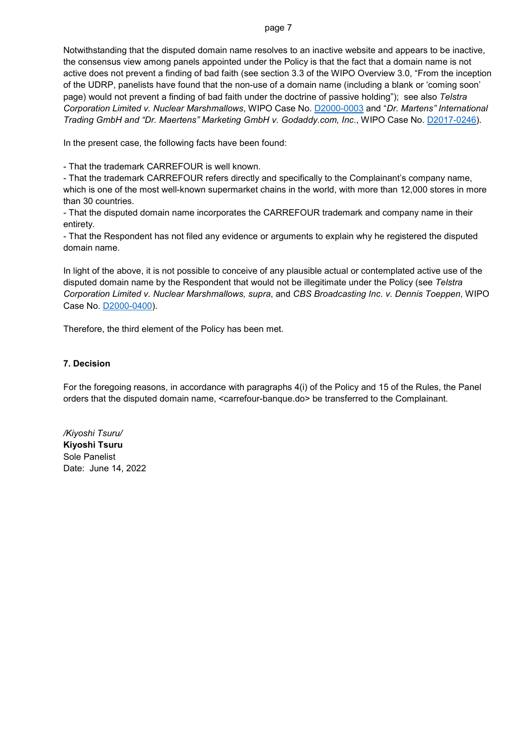Notwithstanding that the disputed domain name resolves to an inactive website and appears to be inactive, the consensus view among panels appointed under the Policy is that the fact that a domain name is not active does not prevent a finding of bad faith (see section 3.3 of the WIPO Overview 3.0, "From the inception of the UDRP, panelists have found that the non-use of a domain name (including a blank or 'coming soon' page) would not prevent a finding of bad faith under the doctrine of passive holding"); see also *Telstra Corporation Limited v. Nuclear Marshmallows*, WIPO Case No. D2000-0003 and "*Dr. Martens" International Trading GmbH and "Dr. Maertens" Marketing GmbH v. Godaddy.com, Inc.*, WIPO Case No. D2017-0246).

In the present case, the following facts have been found:

- That the trademark CARREFOUR is well known.
- That the trademark CARREFOUR refers directly and specifically to the Complainant's company name, which is one of the most well-known supermarket chains in the world, with more than 12,000 stores in more than 30 countries.
- That the disputed domain name incorporates the CARREFOUR trademark and company name in their entirety.
- That the Respondent has not filed any evidence or arguments to explain why he registered the disputed domain name.

In light of the above, it is not possible to conceive of any plausible actual or contemplated active use of the disputed domain name by the Respondent that would not be illegitimate under the Policy (see *Telstra Corporation Limited v. Nuclear Marshmallows, supra*, and *CBS Broadcasting Inc. v. Dennis Toeppen*, WIPO Case No. D2000-0400).

Therefore, the third element of the Policy has been met.

**7. Decision**

For the foregoing reasons, in accordance with paragraphs 4(i) of the Policy and 15 of the Rules, the Panel orders that the disputed domain name, <carrefour-banque.do> be transferred to the Complainant.

*/Kiyoshi Tsuru/*
**Kiyoshi Tsuru**
Sole Panelist
Date: June 14, 2022